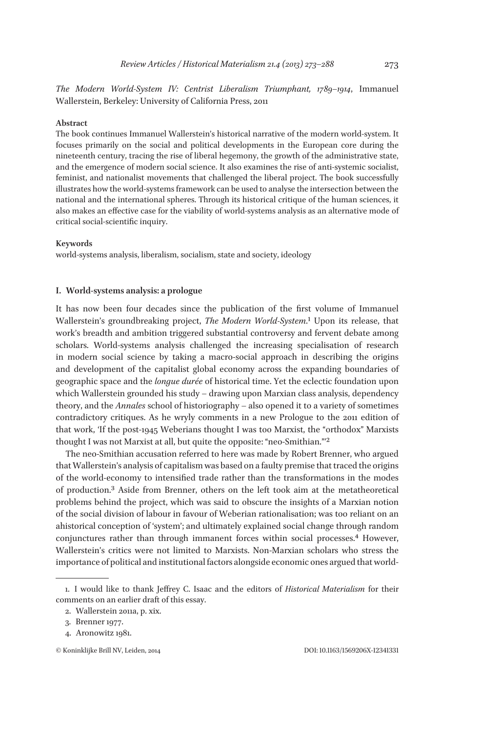*The Modern World-System IV: Centrist Liberalism Triumphant, 1789–1914*, Immanuel Wallerstein, Berkeley: University of California Press, 2011

**Abstract**

The book continues Immanuel Wallerstein's historical narrative of the modern world-system. It focuses primarily on the social and political developments in the European core during the nineteenth century, tracing the rise of liberal hegemony, the growth of the administrative state, and the emergence of modern social science. It also examines the rise of anti-systemic socialist, feminist, and nationalist movements that challenged the liberal project. The book successfully illustrates how the world-systems framework can be used to analyse the intersection between the national and the international spheres. Through its historical critique of the human sciences, it also makes an effective case for the viability of world-systems analysis as an alternative mode of critical social-scientific inquiry.

**Keywords**

world-systems analysis, liberalism, socialism, state and society, ideology

## I. World-systems analysis: a prologue

It has now been four decades since the publication of the first volume of Immanuel Wallerstein's groundbreaking project, *The Modern World-System*.[1] Upon its release, that work's breadth and ambition triggered substantial controversy and fervent debate among scholars. World-systems analysis challenged the increasing specialisation of research in modern social science by taking a macro-social approach in describing the origins and development of the capitalist global economy across the expanding boundaries of geographic space and the *longue durée* of historical time. Yet the eclectic foundation upon which Wallerstein grounded his study – drawing upon Marxian class analysis, dependency theory, and the *Annales* school of historiography – also opened it to a variety of sometimes contradictory critiques. As he wryly comments in a new Prologue to the 2011 edition of that work, 'If the post-1945 Weberians thought I was too Marxist, the "orthodox" Marxists thought I was not Marxist at all, but quite the opposite: "neo-Smithian."'[2]

The neo-Smithian accusation referred to here was made by Robert Brenner, who argued that Wallerstein's analysis of capitalism was based on a faulty premise that traced the origins of the world-economy to intensified trade rather than the transformations in the modes of production.[3] Aside from Brenner, others on the left took aim at the metatheoretical problems behind the project, which was said to obscure the insights of a Marxian notion of the social division of labour in favour of Weberian rationalisation; was too reliant on an ahistorical conception of 'system'; and ultimately explained social change through random conjunctures rather than through immanent forces within social processes.[4] However, Wallerstein's critics were not limited to Marxists. Non-Marxian scholars who stress the importance of political and institutional factors alongside economic ones argued that world-

1. I would like to thank Jeffrey C. Isaac and the editors of *Historical Materialism* for their comments on an earlier draft of this essay.
2. Wallerstein 2011a, p. xix.
3. Brenner 1977.
4. Aronowitz 1981.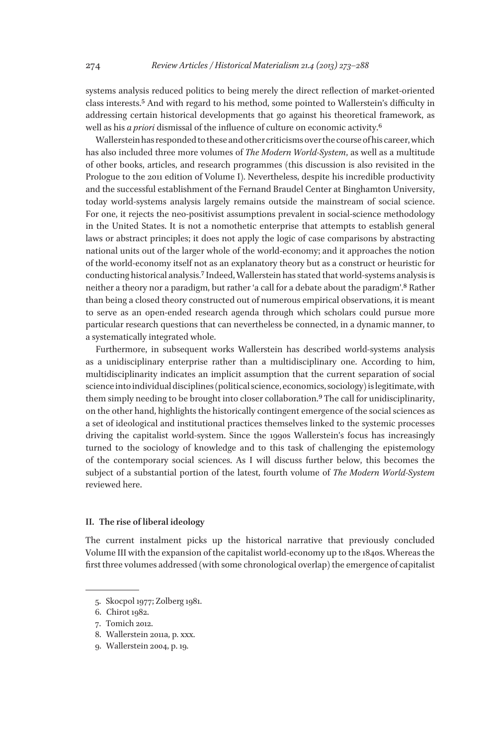systems analysis reduced politics to being merely the direct reflection of market-oriented class interests.[5] And with regard to his method, some pointed to Wallerstein's difficulty in addressing certain historical developments that go against his theoretical framework, as well as his *a priori* dismissal of the influence of culture on economic activity.[6]

Wallerstein has responded to these and other criticisms over the course of his career, which has also included three more volumes of *The Modern World-System*, as well as a multitude of other books, articles, and research programmes (this discussion is also revisited in the Prologue to the 2011 edition of Volume I). Nevertheless, despite his incredible productivity and the successful establishment of the Fernand Braudel Center at Binghamton University, today world-systems analysis largely remains outside the mainstream of social science. For one, it rejects the neo-positivist assumptions prevalent in social-science methodology in the United States. It is not a nomothetic enterprise that attempts to establish general laws or abstract principles; it does not apply the logic of case comparisons by abstracting national units out of the larger whole of the world-economy; and it approaches the notion of the world-economy itself not as an explanatory theory but as a construct or heuristic for conducting historical analysis.[7] Indeed, Wallerstein has stated that world-systems analysis is neither a theory nor a paradigm, but rather 'a call for a debate about the paradigm'.[8] Rather than being a closed theory constructed out of numerous empirical observations, it is meant to serve as an open-ended research agenda through which scholars could pursue more particular research questions that can nevertheless be connected, in a dynamic manner, to a systematically integrated whole.

Furthermore, in subsequent works Wallerstein has described world-systems analysis as a unidisciplinary enterprise rather than a multidisciplinary one. According to him, multidisciplinarity indicates an implicit assumption that the current separation of social science into individual disciplines (political science, economics, sociology) is legitimate, with them simply needing to be brought into closer collaboration.[9] The call for unidisciplinarity, on the other hand, highlights the historically contingent emergence of the social sciences as a set of ideological and institutional practices themselves linked to the systemic processes driving the capitalist world-system. Since the 1990s Wallerstein's focus has increasingly turned to the sociology of knowledge and to this task of challenging the epistemology of the contemporary social sciences. As I will discuss further below, this becomes the subject of a substantial portion of the latest, fourth volume of *The Modern World-System* reviewed here.

### II. The rise of liberal ideology

The current instalment picks up the historical narrative that previously concluded Volume III with the expansion of the capitalist world-economy up to the 1840s. Whereas the first three volumes addressed (with some chronological overlap) the emergence of capitalist

---

5. Skocpol 1977; Zolberg 1981.
6. Chirot 1982.
7. Tomich 2012.
8. Wallerstein 2011a, p. xxx.
9. Wallerstein 2004, p. 19.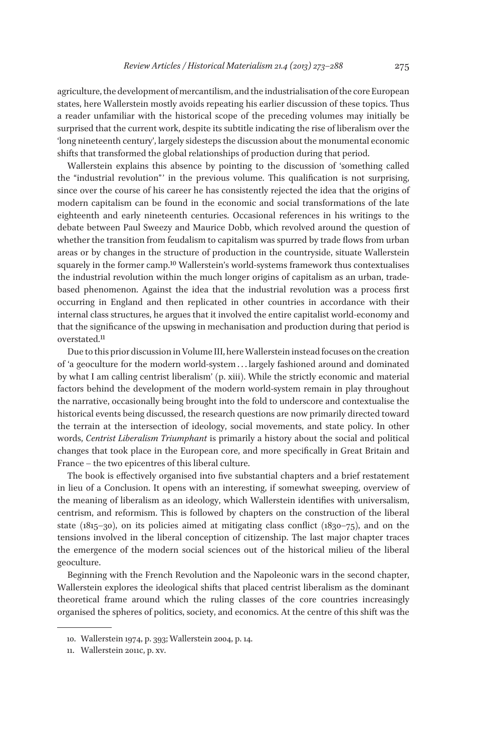agriculture, the development of mercantilism, and the industrialisation of the core European states, here Wallerstein mostly avoids repeating his earlier discussion of these topics. Thus a reader unfamiliar with the historical scope of the preceding volumes may initially be surprised that the current work, despite its subtitle indicating the rise of liberalism over the 'long nineteenth century', largely sidesteps the discussion about the monumental economic shifts that transformed the global relationships of production during that period.

Wallerstein explains this absence by pointing to the discussion of 'something called the "industrial revolution"' in the previous volume. This qualification is not surprising, since over the course of his career he has consistently rejected the idea that the origins of modern capitalism can be found in the economic and social transformations of the late eighteenth and early nineteenth centuries. Occasional references in his writings to the debate between Paul Sweezy and Maurice Dobb, which revolved around the question of whether the transition from feudalism to capitalism was spurred by trade flows from urban areas or by changes in the structure of production in the countryside, situate Wallerstein squarely in the former camp.[10] Wallerstein's world-systems framework thus contextualises the industrial revolution within the much longer origins of capitalism as an urban, trade-based phenomenon. Against the idea that the industrial revolution was a process first occurring in England and then replicated in other countries in accordance with their internal class structures, he argues that it involved the entire capitalist world-economy and that the significance of the upswing in mechanisation and production during that period is overstated.[11]

Due to this prior discussion in Volume III, here Wallerstein instead focuses on the creation of 'a geoculture for the modern world-system . . . largely fashioned around and dominated by what I am calling centrist liberalism' (p. xiii). While the strictly economic and material factors behind the development of the modern world-system remain in play throughout the narrative, occasionally being brought into the fold to underscore and contextualise the historical events being discussed, the research questions are now primarily directed toward the terrain at the intersection of ideology, social movements, and state policy. In other words, *Centrist Liberalism Triumphant* is primarily a history about the social and political changes that took place in the European core, and more specifically in Great Britain and France – the two epicentres of this liberal culture.

The book is effectively organised into five substantial chapters and a brief restatement in lieu of a Conclusion. It opens with an interesting, if somewhat sweeping, overview of the meaning of liberalism as an ideology, which Wallerstein identifies with universalism, centrism, and reformism. This is followed by chapters on the construction of the liberal state (1815–30), on its policies aimed at mitigating class conflict (1830–75), and on the tensions involved in the liberal conception of citizenship. The last major chapter traces the emergence of the modern social sciences out of the historical milieu of the liberal geoculture.

Beginning with the French Revolution and the Napoleonic wars in the second chapter, Wallerstein explores the ideological shifts that placed centrist liberalism as the dominant theoretical frame around which the ruling classes of the core countries increasingly organised the spheres of politics, society, and economics. At the centre of this shift was the

10. Wallerstein 1974, p. 393; Wallerstein 2004, p. 14.

11. Wallerstein 2011c, p. xv.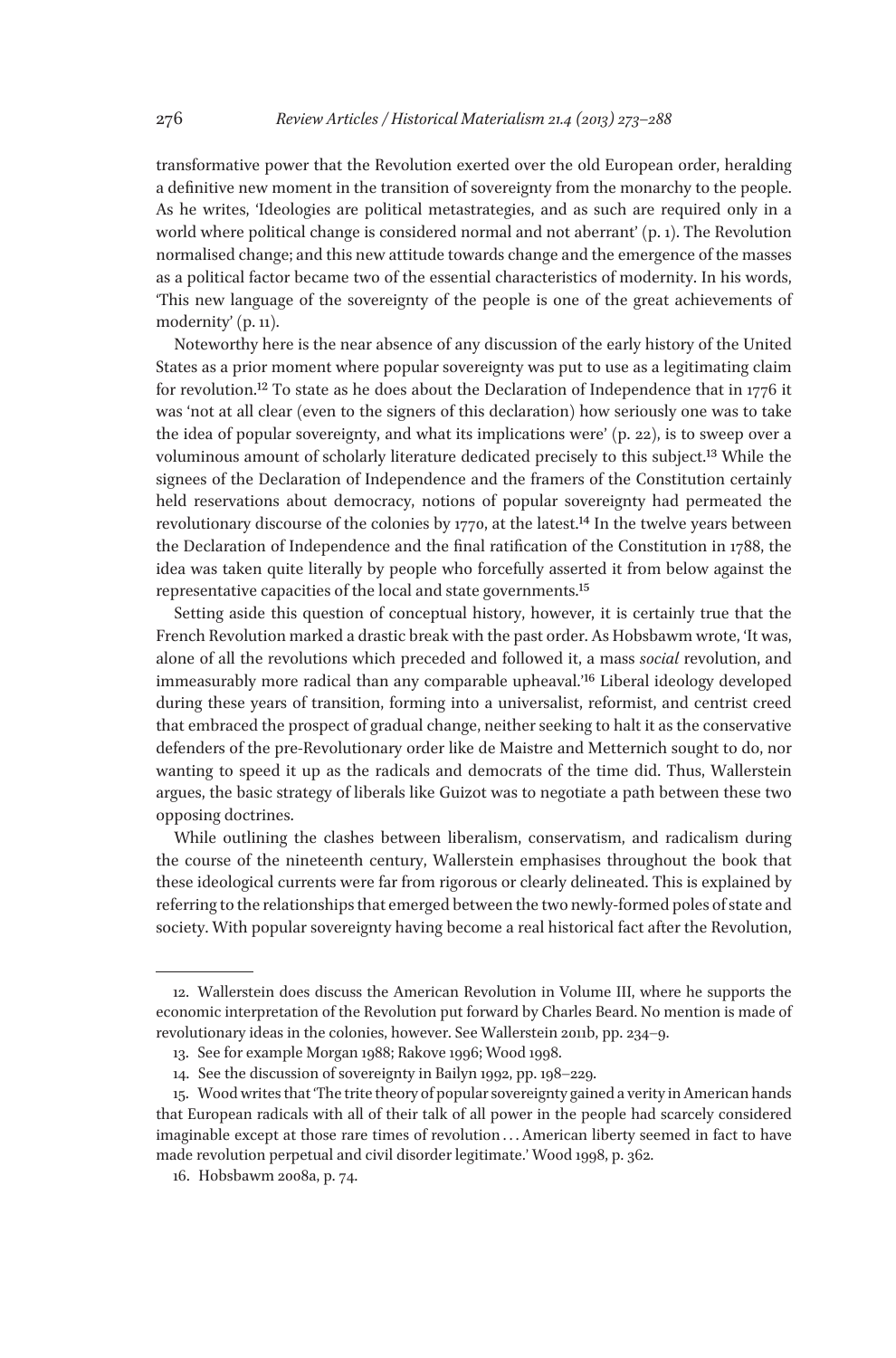transformative power that the Revolution exerted over the old European order, heralding a definitive new moment in the transition of sovereignty from the monarchy to the people. As he writes, 'Ideologies are political metastrategies, and as such are required only in a world where political change is considered normal and not aberrant' (p. 1). The Revolution normalised change; and this new attitude towards change and the emergence of the masses as a political factor became two of the essential characteristics of modernity. In his words, 'This new language of the sovereignty of the people is one of the great achievements of modernity' (p. 11).

Noteworthy here is the near absence of any discussion of the early history of the United States as a prior moment where popular sovereignty was put to use as a legitimating claim for revolution.[12] To state as he does about the Declaration of Independence that in 1776 it was 'not at all clear (even to the signers of this declaration) how seriously one was to take the idea of popular sovereignty, and what its implications were' (p. 22), is to sweep over a voluminous amount of scholarly literature dedicated precisely to this subject.[13] While the signees of the Declaration of Independence and the framers of the Constitution certainly held reservations about democracy, notions of popular sovereignty had permeated the revolutionary discourse of the colonies by 1770, at the latest.[14] In the twelve years between the Declaration of Independence and the final ratification of the Constitution in 1788, the idea was taken quite literally by people who forcefully asserted it from below against the representative capacities of the local and state governments.[15]

Setting aside this question of conceptual history, however, it is certainly true that the French Revolution marked a drastic break with the past order. As Hobsbawm wrote, 'It was, alone of all the revolutions which preceded and followed it, a mass *social* revolution, and immeasurably more radical than any comparable upheaval.'[16] Liberal ideology developed during these years of transition, forming into a universalist, reformist, and centrist creed that embraced the prospect of gradual change, neither seeking to halt it as the conservative defenders of the pre-Revolutionary order like de Maistre and Metternich sought to do, nor wanting to speed it up as the radicals and democrats of the time did. Thus, Wallerstein argues, the basic strategy of liberals like Guizot was to negotiate a path between these two opposing doctrines.

While outlining the clashes between liberalism, conservatism, and radicalism during the course of the nineteenth century, Wallerstein emphasises throughout the book that these ideological currents were far from rigorous or clearly delineated. This is explained by referring to the relationships that emerged between the two newly-formed poles of state and society. With popular sovereignty having become a real historical fact after the Revolution,

---

12. Wallerstein does discuss the American Revolution in Volume III, where he supports the economic interpretation of the Revolution put forward by Charles Beard. No mention is made of revolutionary ideas in the colonies, however. See Wallerstein 2011b, pp. 234–9.

13. See for example Morgan 1988; Rakove 1996; Wood 1998.

14. See the discussion of sovereignty in Bailyn 1992, pp. 198–229.

15. Wood writes that 'The trite theory of popular sovereignty gained a verity in American hands that European radicals with all of their talk of all power in the people had scarcely considered imaginable except at those rare times of revolution . . . American liberty seemed in fact to have made revolution perpetual and civil disorder legitimate.' Wood 1998, p. 362.

16. Hobsbawm 2008a, p. 74.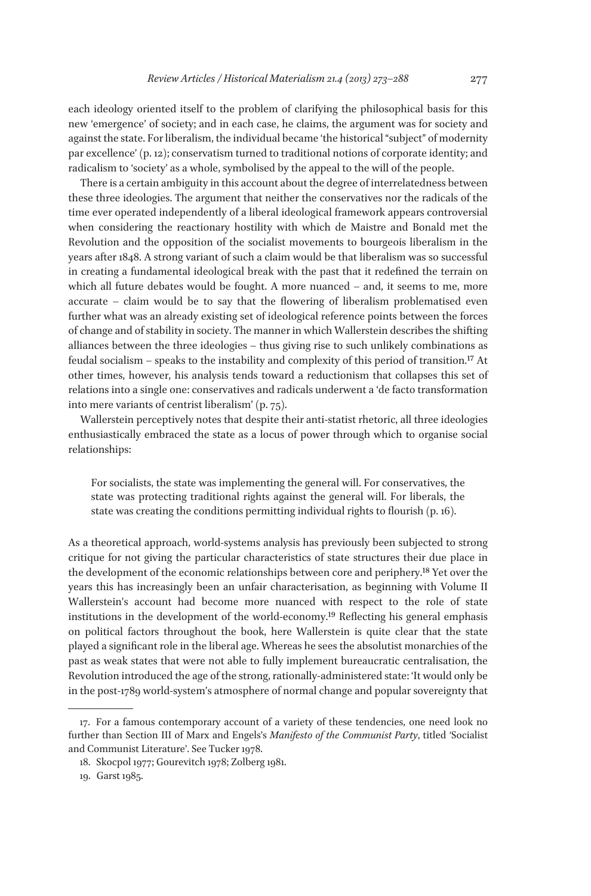each ideology oriented itself to the problem of clarifying the philosophical basis for this new 'emergence' of society; and in each case, he claims, the argument was for society and against the state. For liberalism, the individual became 'the historical "subject" of modernity par excellence' (p. 12); conservatism turned to traditional notions of corporate identity; and radicalism to 'society' as a whole, symbolised by the appeal to the will of the people.

There is a certain ambiguity in this account about the degree of interrelatedness between these three ideologies. The argument that neither the conservatives nor the radicals of the time ever operated independently of a liberal ideological framework appears controversial when considering the reactionary hostility with which de Maistre and Bonald met the Revolution and the opposition of the socialist movements to bourgeois liberalism in the years after 1848. A strong variant of such a claim would be that liberalism was so successful in creating a fundamental ideological break with the past that it redefined the terrain on which all future debates would be fought. A more nuanced – and, it seems to me, more accurate – claim would be to say that the flowering of liberalism problematised even further what was an already existing set of ideological reference points between the forces of change and of stability in society. The manner in which Wallerstein describes the shifting alliances between the three ideologies – thus giving rise to such unlikely combinations as feudal socialism – speaks to the instability and complexity of this period of transition.[17] At other times, however, his analysis tends toward a reductionism that collapses this set of relations into a single one: conservatives and radicals underwent a 'de facto transformation into mere variants of centrist liberalism' (p. 75).

Wallerstein perceptively notes that despite their anti-statist rhetoric, all three ideologies enthusiastically embraced the state as a locus of power through which to organise social relationships:

> For socialists, the state was implementing the general will. For conservatives, the state was protecting traditional rights against the general will. For liberals, the state was creating the conditions permitting individual rights to flourish (p. 16).

As a theoretical approach, world-systems analysis has previously been subjected to strong critique for not giving the particular characteristics of state structures their due place in the development of the economic relationships between core and periphery.[18] Yet over the years this has increasingly been an unfair characterisation, as beginning with Volume II Wallerstein's account had become more nuanced with respect to the role of state institutions in the development of the world-economy.[19] Reflecting his general emphasis on political factors throughout the book, here Wallerstein is quite clear that the state played a significant role in the liberal age. Whereas he sees the absolutist monarchies of the past as weak states that were not able to fully implement bureaucratic centralisation, the Revolution introduced the age of the strong, rationally-administered state: 'It would only be in the post-1789 world-system's atmosphere of normal change and popular sovereignty that

---

17. For a famous contemporary account of a variety of these tendencies, one need look no further than Section III of Marx and Engels's *Manifesto of the Communist Party*, titled 'Socialist and Communist Literature'. See Tucker 1978.

18. Skocpol 1977; Gourevitch 1978; Zolberg 1981.

19. Garst 1985.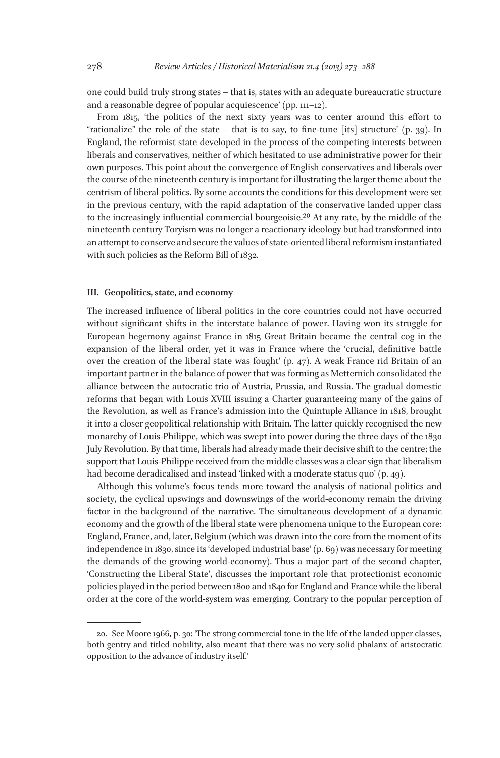one could build truly strong states – that is, states with an adequate bureaucratic structure and a reasonable degree of popular acquiescence' (pp. 111–12).

From 1815, 'the politics of the next sixty years was to center around this effort to "rationalize" the role of the state – that is to say, to fine-tune [its] structure' (p. 39). In England, the reformist state developed in the process of the competing interests between liberals and conservatives, neither of which hesitated to use administrative power for their own purposes. This point about the convergence of English conservatives and liberals over the course of the nineteenth century is important for illustrating the larger theme about the centrism of liberal politics. By some accounts the conditions for this development were set in the previous century, with the rapid adaptation of the conservative landed upper class to the increasingly influential commercial bourgeoisie.[20] At any rate, by the middle of the nineteenth century Toryism was no longer a reactionary ideology but had transformed into an attempt to conserve and secure the values of state-oriented liberal reformism instantiated with such policies as the Reform Bill of 1832.

### III. Geopolitics, state, and economy

The increased influence of liberal politics in the core countries could not have occurred without significant shifts in the interstate balance of power. Having won its struggle for European hegemony against France in 1815 Great Britain became the central cog in the expansion of the liberal order, yet it was in France where the 'crucial, definitive battle over the creation of the liberal state was fought' (p. 47). A weak France rid Britain of an important partner in the balance of power that was forming as Metternich consolidated the alliance between the autocratic trio of Austria, Prussia, and Russia. The gradual domestic reforms that began with Louis XVIII issuing a Charter guaranteeing many of the gains of the Revolution, as well as France's admission into the Quintuple Alliance in 1818, brought it into a closer geopolitical relationship with Britain. The latter quickly recognised the new monarchy of Louis-Philippe, which was swept into power during the three days of the 1830 July Revolution. By that time, liberals had already made their decisive shift to the centre; the support that Louis-Philippe received from the middle classes was a clear sign that liberalism had become deradicalised and instead 'linked with a moderate status quo' (p. 49).

Although this volume's focus tends more toward the analysis of national politics and society, the cyclical upswings and downswings of the world-economy remain the driving factor in the background of the narrative. The simultaneous development of a dynamic economy and the growth of the liberal state were phenomena unique to the European core: England, France, and, later, Belgium (which was drawn into the core from the moment of its independence in 1830, since its 'developed industrial base' (p. 69) was necessary for meeting the demands of the growing world-economy). Thus a major part of the second chapter, 'Constructing the Liberal State', discusses the important role that protectionist economic policies played in the period between 1800 and 1840 for England and France while the liberal order at the core of the world-system was emerging. Contrary to the popular perception of

---

20. See Moore 1966, p. 30: 'The strong commercial tone in the life of the landed upper classes, both gentry and titled nobility, also meant that there was no very solid phalanx of aristocratic opposition to the advance of industry itself.'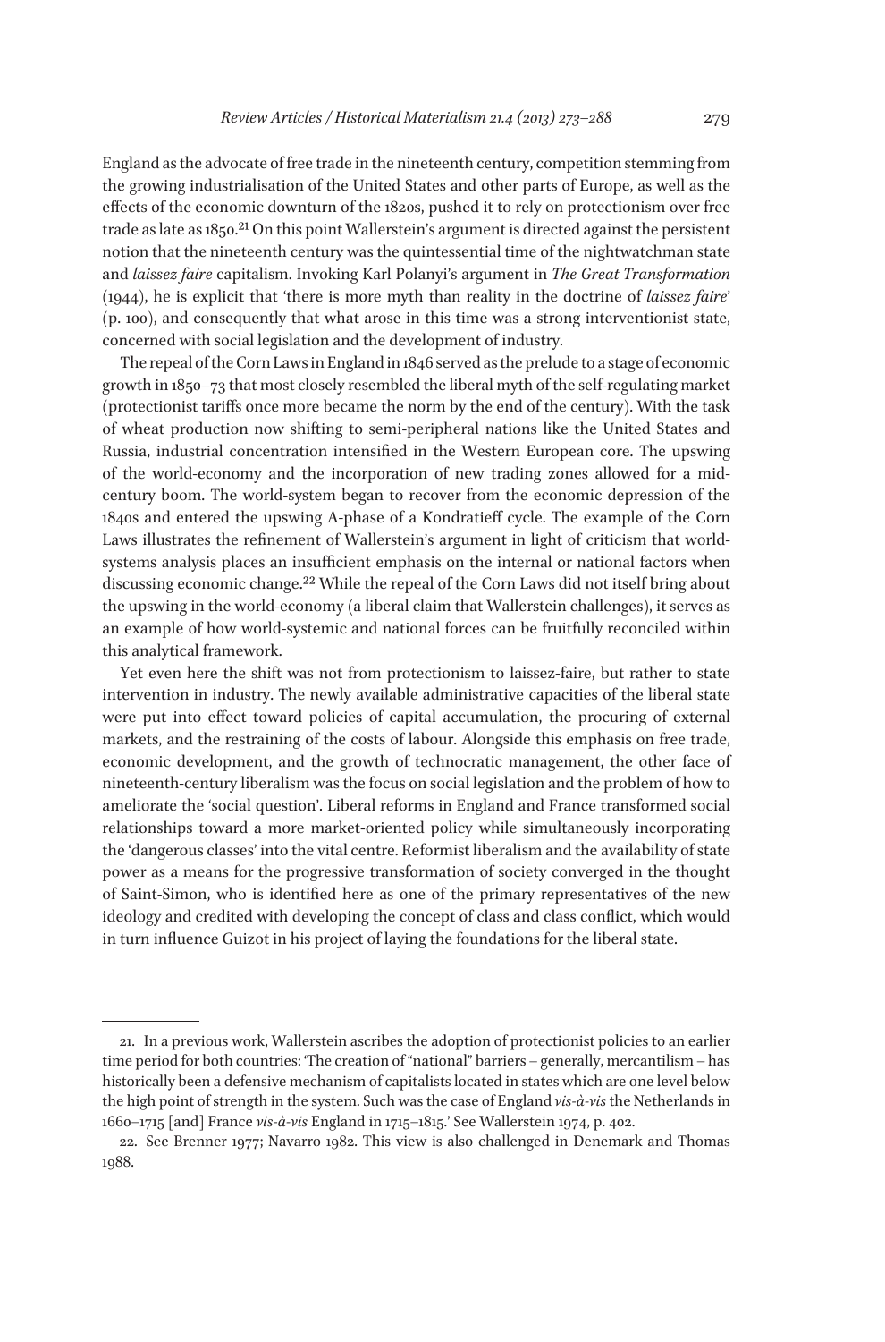England as the advocate of free trade in the nineteenth century, competition stemming from the growing industrialisation of the United States and other parts of Europe, as well as the effects of the economic downturn of the 1820s, pushed it to rely on protectionism over free trade as late as 1850.[21] On this point Wallerstein's argument is directed against the persistent notion that the nineteenth century was the quintessential time of the nightwatchman state and *laissez faire* capitalism. Invoking Karl Polanyi's argument in *The Great Transformation* (1944), he is explicit that 'there is more myth than reality in the doctrine of *laissez faire*' (p. 100), and consequently that what arose in this time was a strong interventionist state, concerned with social legislation and the development of industry.

The repeal of the Corn Laws in England in 1846 served as the prelude to a stage of economic growth in 1850–73 that most closely resembled the liberal myth of the self-regulating market (protectionist tariffs once more became the norm by the end of the century). With the task of wheat production now shifting to semi-peripheral nations like the United States and Russia, industrial concentration intensified in the Western European core. The upswing of the world-economy and the incorporation of new trading zones allowed for a mid-century boom. The world-system began to recover from the economic depression of the 1840s and entered the upswing A-phase of a Kondratieff cycle. The example of the Corn Laws illustrates the refinement of Wallerstein's argument in light of criticism that world-systems analysis places an insufficient emphasis on the internal or national factors when discussing economic change.[22] While the repeal of the Corn Laws did not itself bring about the upswing in the world-economy (a liberal claim that Wallerstein challenges), it serves as an example of how world-systemic and national forces can be fruitfully reconciled within this analytical framework.

Yet even here the shift was not from protectionism to laissez-faire, but rather to state intervention in industry. The newly available administrative capacities of the liberal state were put into effect toward policies of capital accumulation, the procuring of external markets, and the restraining of the costs of labour. Alongside this emphasis on free trade, economic development, and the growth of technocratic management, the other face of nineteenth-century liberalism was the focus on social legislation and the problem of how to ameliorate the 'social question'. Liberal reforms in England and France transformed social relationships toward a more market-oriented policy while simultaneously incorporating the 'dangerous classes' into the vital centre. Reformist liberalism and the availability of state power as a means for the progressive transformation of society converged in the thought of Saint-Simon, who is identified here as one of the primary representatives of the new ideology and credited with developing the concept of class and class conflict, which would in turn influence Guizot in his project of laying the foundations for the liberal state.

---

21. In a previous work, Wallerstein ascribes the adoption of protectionist policies to an earlier time period for both countries: 'The creation of "national" barriers – generally, mercantilism – has historically been a defensive mechanism of capitalists located in states which are one level below the high point of strength in the system. Such was the case of England *vis-à-vis* the Netherlands in 1660–1715 [and] France *vis-à-vis* England in 1715–1815.' See Wallerstein 1974, p. 402.

22. See Brenner 1977; Navarro 1982. This view is also challenged in Denemark and Thomas 1988.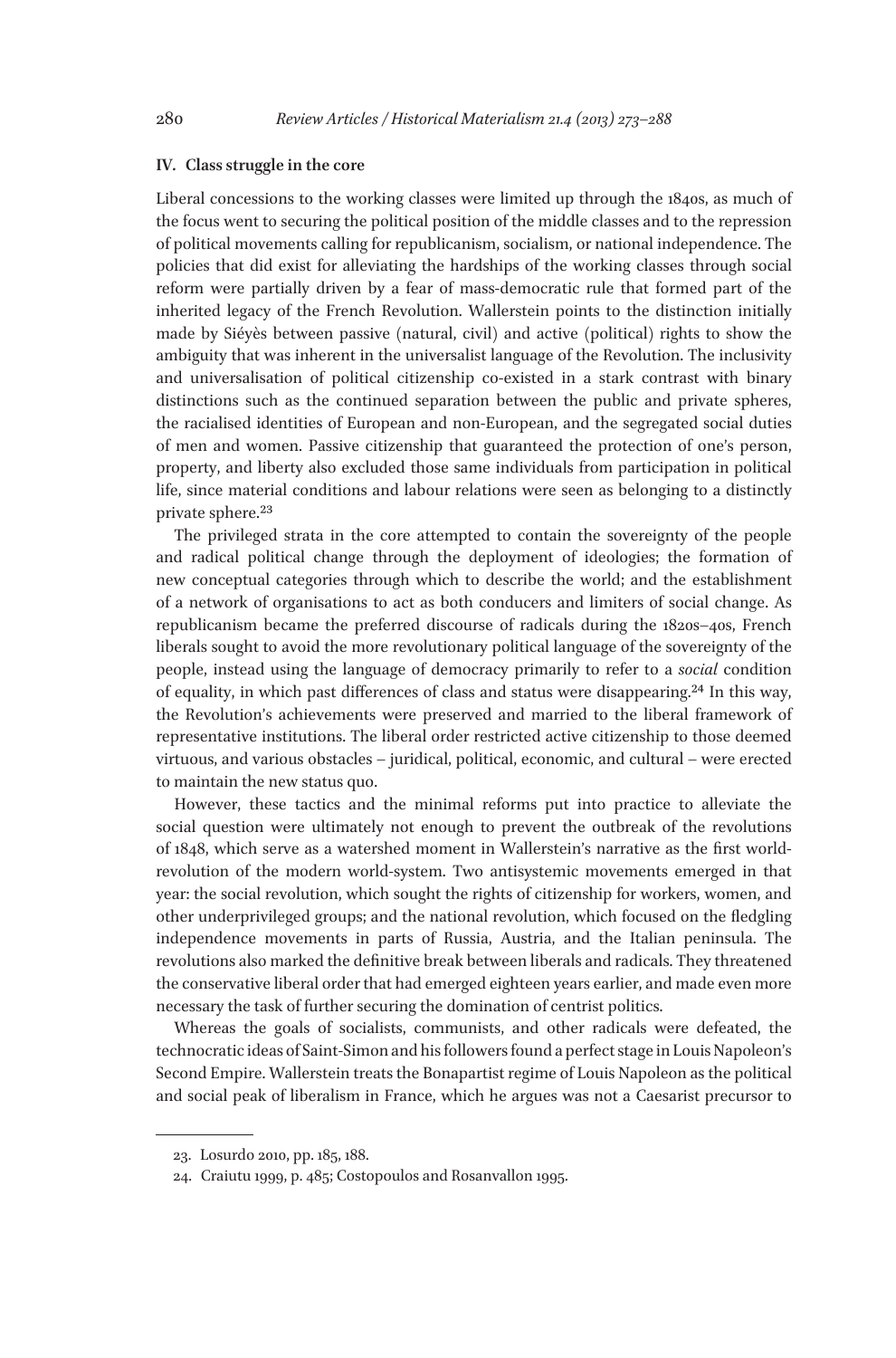## IV. Class struggle in the core

Liberal concessions to the working classes were limited up through the 1840s, as much of the focus went to securing the political position of the middle classes and to the repression of political movements calling for republicanism, socialism, or national independence. The policies that did exist for alleviating the hardships of the working classes through social reform were partially driven by a fear of mass-democratic rule that formed part of the inherited legacy of the French Revolution. Wallerstein points to the distinction initially made by Siéyès between passive (natural, civil) and active (political) rights to show the ambiguity that was inherent in the universalist language of the Revolution. The inclusivity and universalisation of political citizenship co-existed in a stark contrast with binary distinctions such as the continued separation between the public and private spheres, the racialised identities of European and non-European, and the segregated social duties of men and women. Passive citizenship that guaranteed the protection of one's person, property, and liberty also excluded those same individuals from participation in political life, since material conditions and labour relations were seen as belonging to a distinctly private sphere.[23]

The privileged strata in the core attempted to contain the sovereignty of the people and radical political change through the deployment of ideologies; the formation of new conceptual categories through which to describe the world; and the establishment of a network of organisations to act as both conducers and limiters of social change. As republicanism became the preferred discourse of radicals during the 1820s–40s, French liberals sought to avoid the more revolutionary political language of the sovereignty of the people, instead using the language of democracy primarily to refer to a *social* condition of equality, in which past differences of class and status were disappearing.[24] In this way, the Revolution's achievements were preserved and married to the liberal framework of representative institutions. The liberal order restricted active citizenship to those deemed virtuous, and various obstacles – juridical, political, economic, and cultural – were erected to maintain the new status quo.

However, these tactics and the minimal reforms put into practice to alleviate the social question were ultimately not enough to prevent the outbreak of the revolutions of 1848, which serve as a watershed moment in Wallerstein's narrative as the first world-revolution of the modern world-system. Two antisystemic movements emerged in that year: the social revolution, which sought the rights of citizenship for workers, women, and other underprivileged groups; and the national revolution, which focused on the fledgling independence movements in parts of Russia, Austria, and the Italian peninsula. The revolutions also marked the definitive break between liberals and radicals. They threatened the conservative liberal order that had emerged eighteen years earlier, and made even more necessary the task of further securing the domination of centrist politics.

Whereas the goals of socialists, communists, and other radicals were defeated, the technocratic ideas of Saint-Simon and his followers found a perfect stage in Louis Napoleon's Second Empire. Wallerstein treats the Bonapartist regime of Louis Napoleon as the political and social peak of liberalism in France, which he argues was not a Caesarist precursor to

---

23. Losurdo 2010, pp. 185, 188.

24. Craiutu 1999, p. 485; Costopoulos and Rosanvallon 1995.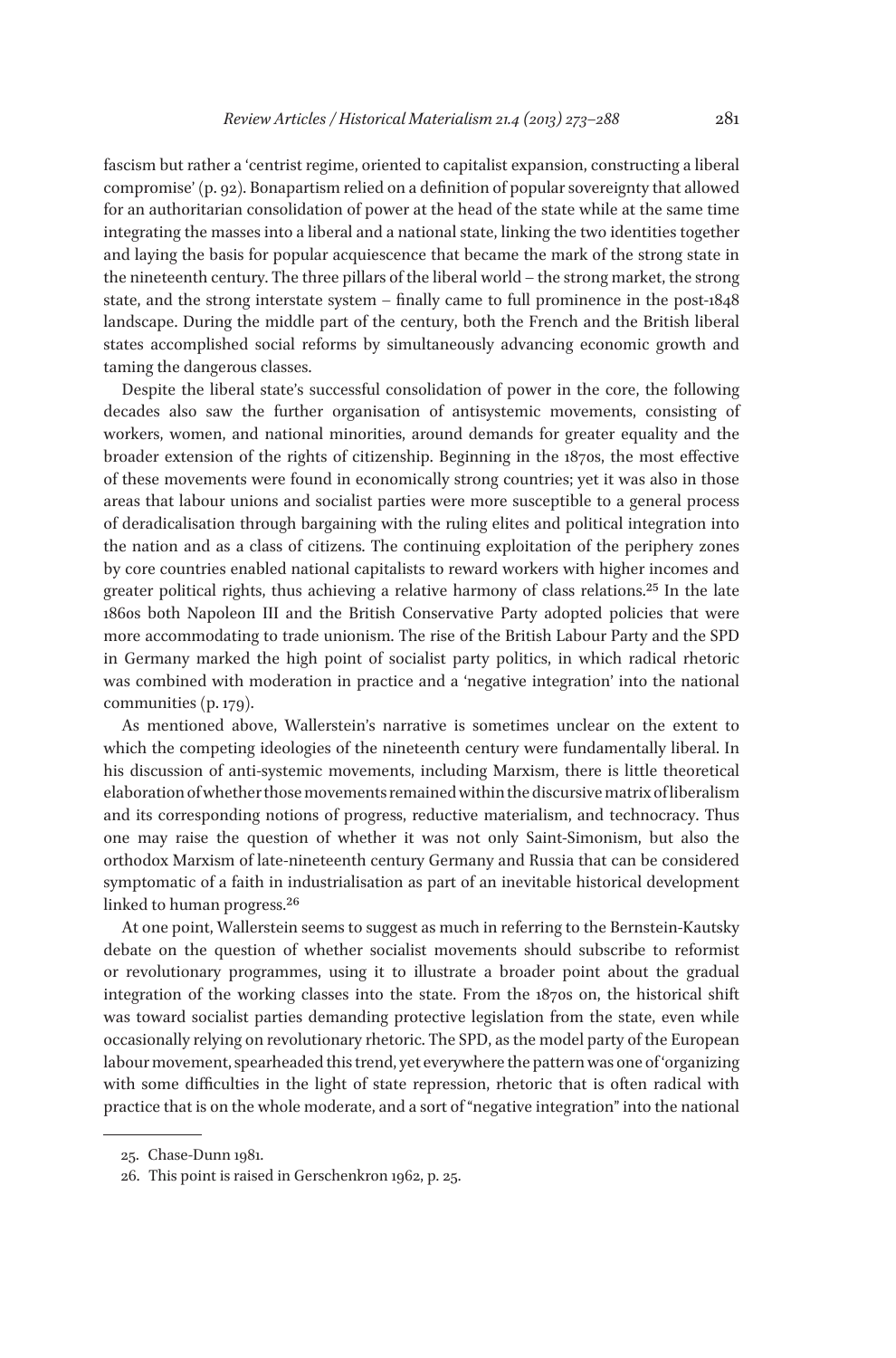fascism but rather a 'centrist regime, oriented to capitalist expansion, constructing a liberal compromise' (p. 92). Bonapartism relied on a definition of popular sovereignty that allowed for an authoritarian consolidation of power at the head of the state while at the same time integrating the masses into a liberal and a national state, linking the two identities together and laying the basis for popular acquiescence that became the mark of the strong state in the nineteenth century. The three pillars of the liberal world – the strong market, the strong state, and the strong interstate system – finally came to full prominence in the post-1848 landscape. During the middle part of the century, both the French and the British liberal states accomplished social reforms by simultaneously advancing economic growth and taming the dangerous classes.

Despite the liberal state's successful consolidation of power in the core, the following decades also saw the further organisation of antisystemic movements, consisting of workers, women, and national minorities, around demands for greater equality and the broader extension of the rights of citizenship. Beginning in the 1870s, the most effective of these movements were found in economically strong countries; yet it was also in those areas that labour unions and socialist parties were more susceptible to a general process of deradicalisation through bargaining with the ruling elites and political integration into the nation and as a class of citizens. The continuing exploitation of the periphery zones by core countries enabled national capitalists to reward workers with higher incomes and greater political rights, thus achieving a relative harmony of class relations.[25] In the late 1860s both Napoleon III and the British Conservative Party adopted policies that were more accommodating to trade unionism. The rise of the British Labour Party and the SPD in Germany marked the high point of socialist party politics, in which radical rhetoric was combined with moderation in practice and a 'negative integration' into the national communities (p. 179).

As mentioned above, Wallerstein's narrative is sometimes unclear on the extent to which the competing ideologies of the nineteenth century were fundamentally liberal. In his discussion of anti-systemic movements, including Marxism, there is little theoretical elaboration of whether those movements remained within the discursive matrix of liberalism and its corresponding notions of progress, reductive materialism, and technocracy. Thus one may raise the question of whether it was not only Saint-Simonism, but also the orthodox Marxism of late-nineteenth century Germany and Russia that can be considered symptomatic of a faith in industrialisation as part of an inevitable historical development linked to human progress.[26]

At one point, Wallerstein seems to suggest as much in referring to the Bernstein-Kautsky debate on the question of whether socialist movements should subscribe to reformist or revolutionary programmes, using it to illustrate a broader point about the gradual integration of the working classes into the state. From the 1870s on, the historical shift was toward socialist parties demanding protective legislation from the state, even while occasionally relying on revolutionary rhetoric. The SPD, as the model party of the European labour movement, spearheaded this trend, yet everywhere the pattern was one of 'organizing with some difficulties in the light of state repression, rhetoric that is often radical with practice that is on the whole moderate, and a sort of "negative integration" into the national

25. Chase-Dunn 1981.

26. This point is raised in Gerschenkron 1962, p. 25.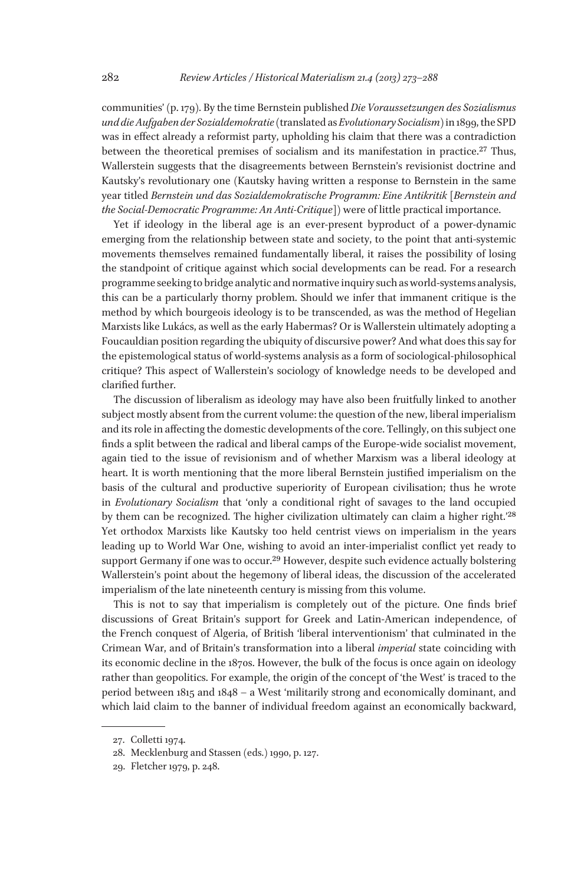communities' (p. 179). By the time Bernstein published *Die Voraussetzungen des Sozialismus und die Aufgaben der Sozialdemokratie* (translated as *Evolutionary Socialism*) in 1899, the SPD was in effect already a reformist party, upholding his claim that there was a contradiction between the theoretical premises of socialism and its manifestation in practice.[27] Thus, Wallerstein suggests that the disagreements between Bernstein's revisionist doctrine and Kautsky's revolutionary one (Kautsky having written a response to Bernstein in the same year titled *Bernstein und das Sozialdemokratische Programm: Eine Antikritik* [*Bernstein and the Social-Democratic Programme: An Anti-Critique*]) were of little practical importance.

Yet if ideology in the liberal age is an ever-present byproduct of a power-dynamic emerging from the relationship between state and society, to the point that anti-systemic movements themselves remained fundamentally liberal, it raises the possibility of losing the standpoint of critique against which social developments can be read. For a research programme seeking to bridge analytic and normative inquiry such as world-systems analysis, this can be a particularly thorny problem. Should we infer that immanent critique is the method by which bourgeois ideology is to be transcended, as was the method of Hegelian Marxists like Lukács, as well as the early Habermas? Or is Wallerstein ultimately adopting a Foucauldian position regarding the ubiquity of discursive power? And what does this say for the epistemological status of world-systems analysis as a form of sociological-philosophical critique? This aspect of Wallerstein's sociology of knowledge needs to be developed and clarified further.

The discussion of liberalism as ideology may have also been fruitfully linked to another subject mostly absent from the current volume: the question of the new, liberal imperialism and its role in affecting the domestic developments of the core. Tellingly, on this subject one finds a split between the radical and liberal camps of the Europe-wide socialist movement, again tied to the issue of revisionism and of whether Marxism was a liberal ideology at heart. It is worth mentioning that the more liberal Bernstein justified imperialism on the basis of the cultural and productive superiority of European civilisation; thus he wrote in *Evolutionary Socialism* that 'only a conditional right of savages to the land occupied by them can be recognized. The higher civilization ultimately can claim a higher right.'[28] Yet orthodox Marxists like Kautsky too held centrist views on imperialism in the years leading up to World War One, wishing to avoid an inter-imperialist conflict yet ready to support Germany if one was to occur.[29] However, despite such evidence actually bolstering Wallerstein's point about the hegemony of liberal ideas, the discussion of the accelerated imperialism of the late nineteenth century is missing from this volume.

This is not to say that imperialism is completely out of the picture. One finds brief discussions of Great Britain's support for Greek and Latin-American independence, of the French conquest of Algeria, of British 'liberal interventionism' that culminated in the Crimean War, and of Britain's transformation into a liberal *imperial* state coinciding with its economic decline in the 1870s. However, the bulk of the focus is once again on ideology rather than geopolitics. For example, the origin of the concept of 'the West' is traced to the period between 1815 and 1848 – a West 'militarily strong and economically dominant, and which laid claim to the banner of individual freedom against an economically backward,

27. Colletti 1974.

28. Mecklenburg and Stassen (eds.) 1990, p. 127.

29. Fletcher 1979, p. 248.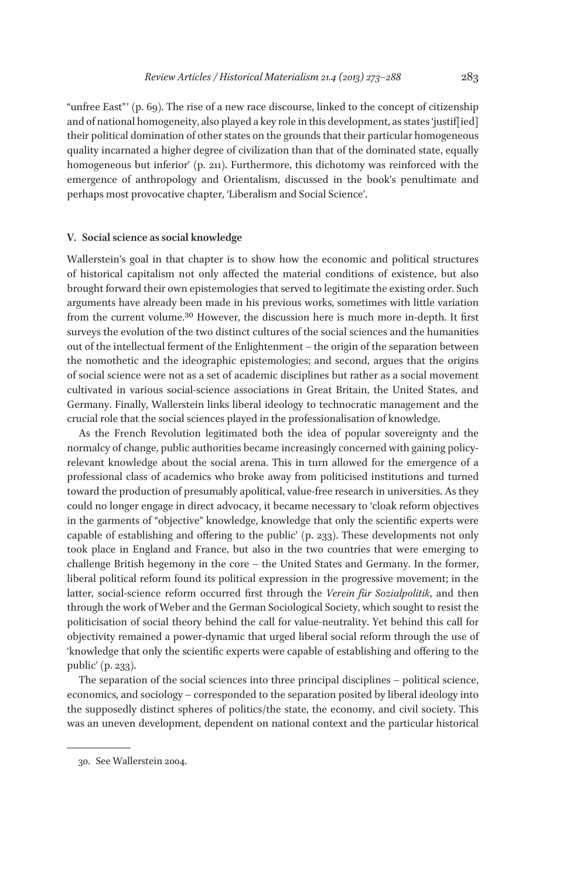"unfree East"' (p. 69). The rise of a new race discourse, linked to the concept of citizenship and of national homogeneity, also played a key role in this development, as states 'justif[ied] their political domination of other states on the grounds that their particular homogeneous quality incarnated a higher degree of civilization than that of the dominated state, equally homogeneous but inferior' (p. 211). Furthermore, this dichotomy was reinforced with the emergence of anthropology and Orientalism, discussed in the book's penultimate and perhaps most provocative chapter, 'Liberalism and Social Science'.

### V. Social science as social knowledge

Wallerstein's goal in that chapter is to show how the economic and political structures of historical capitalism not only affected the material conditions of existence, but also brought forward their own epistemologies that served to legitimate the existing order. Such arguments have already been made in his previous works, sometimes with little variation from the current volume.[30] However, the discussion here is much more in-depth. It first surveys the evolution of the two distinct cultures of the social sciences and the humanities out of the intellectual ferment of the Enlightenment – the origin of the separation between the nomothetic and the ideographic epistemologies; and second, argues that the origins of social science were not as a set of academic disciplines but rather as a social movement cultivated in various social-science associations in Great Britain, the United States, and Germany. Finally, Wallerstein links liberal ideology to technocratic management and the crucial role that the social sciences played in the professionalisation of knowledge.

As the French Revolution legitimated both the idea of popular sovereignty and the normalcy of change, public authorities became increasingly concerned with gaining policy-relevant knowledge about the social arena. This in turn allowed for the emergence of a professional class of academics who broke away from politicised institutions and turned toward the production of presumably apolitical, value-free research in universities. As they could no longer engage in direct advocacy, it became necessary to 'cloak reform objectives in the garments of "objective" knowledge, knowledge that only the scientific experts were capable of establishing and offering to the public' (p. 233). These developments not only took place in England and France, but also in the two countries that were emerging to challenge British hegemony in the core – the United States and Germany. In the former, liberal political reform found its political expression in the progressive movement; in the latter, social-science reform occurred first through the *Verein für Sozialpolitik*, and then through the work of Weber and the German Sociological Society, which sought to resist the politicisation of social theory behind the call for value-neutrality. Yet behind this call for objectivity remained a power-dynamic that urged liberal social reform through the use of 'knowledge that only the scientific experts were capable of establishing and offering to the public' (p. 233).

The separation of the social sciences into three principal disciplines – political science, economics, and sociology – corresponded to the separation posited by liberal ideology into the supposedly distinct spheres of politics/the state, the economy, and civil society. This was an uneven development, dependent on national context and the particular historical

30. See Wallerstein 2004.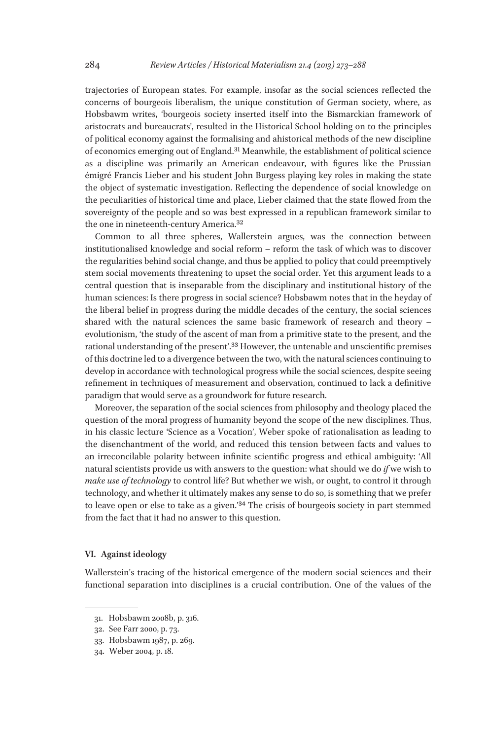trajectories of European states. For example, insofar as the social sciences reflected the concerns of bourgeois liberalism, the unique constitution of German society, where, as Hobsbawm writes, 'bourgeois society inserted itself into the Bismarckian framework of aristocrats and bureaucrats', resulted in the Historical School holding on to the principles of political economy against the formalising and ahistorical methods of the new discipline of economics emerging out of England.[31] Meanwhile, the establishment of political science as a discipline was primarily an American endeavour, with figures like the Prussian émigré Francis Lieber and his student John Burgess playing key roles in making the state the object of systematic investigation. Reflecting the dependence of social knowledge on the peculiarities of historical time and place, Lieber claimed that the state flowed from the sovereignty of the people and so was best expressed in a republican framework similar to the one in nineteenth-century America.[32]

Common to all three spheres, Wallerstein argues, was the connection between institutionalised knowledge and social reform – reform the task of which was to discover the regularities behind social change, and thus be applied to policy that could preemptively stem social movements threatening to upset the social order. Yet this argument leads to a central question that is inseparable from the disciplinary and institutional history of the human sciences: Is there progress in social science? Hobsbawm notes that in the heyday of the liberal belief in progress during the middle decades of the century, the social sciences shared with the natural sciences the same basic framework of research and theory – evolutionism, 'the study of the ascent of man from a primitive state to the present, and the rational understanding of the present'.[33] However, the untenable and unscientific premises of this doctrine led to a divergence between the two, with the natural sciences continuing to develop in accordance with technological progress while the social sciences, despite seeing refinement in techniques of measurement and observation, continued to lack a definitive paradigm that would serve as a groundwork for future research.

Moreover, the separation of the social sciences from philosophy and theology placed the question of the moral progress of humanity beyond the scope of the new disciplines. Thus, in his classic lecture 'Science as a Vocation', Weber spoke of rationalisation as leading to the disenchantment of the world, and reduced this tension between facts and values to an irreconcilable polarity between infinite scientific progress and ethical ambiguity: 'All natural scientists provide us with answers to the question: what should we do *if* we wish to *make use of technology* to control life? But whether we wish, or ought, to control it through technology, and whether it ultimately makes any sense to do so, is something that we prefer to leave open or else to take as a given.'[34] The crisis of bourgeois society in part stemmed from the fact that it had no answer to this question.

### VI. Against ideology

Wallerstein's tracing of the historical emergence of the modern social sciences and their functional separation into disciplines is a crucial contribution. One of the values of the

31. Hobsbawm 2008b, p. 316.
32. See Farr 2000, p. 73.
33. Hobsbawm 1987, p. 269.
34. Weber 2004, p. 18.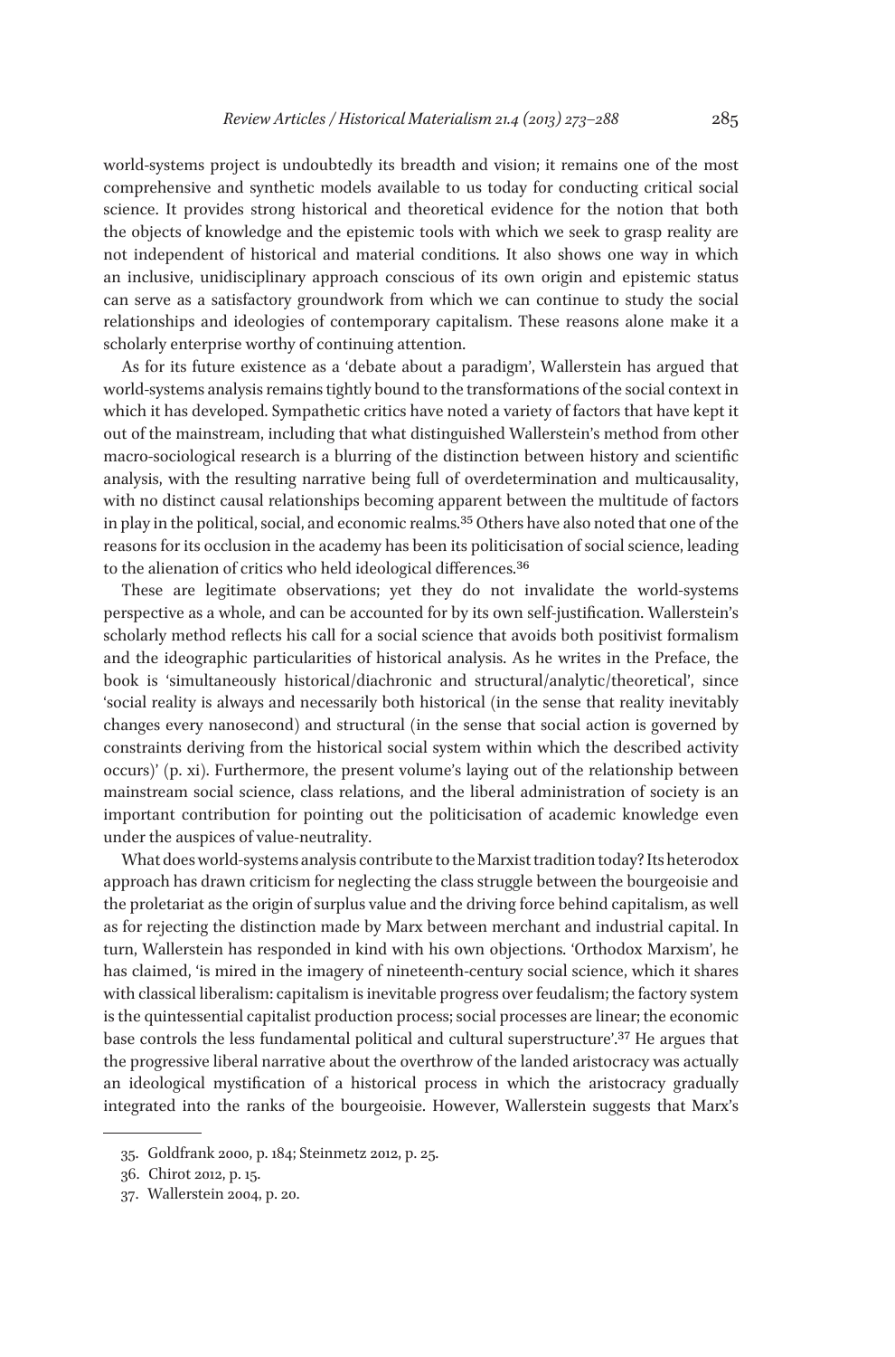world-systems project is undoubtedly its breadth and vision; it remains one of the most comprehensive and synthetic models available to us today for conducting critical social science. It provides strong historical and theoretical evidence for the notion that both the objects of knowledge and the epistemic tools with which we seek to grasp reality are not independent of historical and material conditions. It also shows one way in which an inclusive, unidisciplinary approach conscious of its own origin and epistemic status can serve as a satisfactory groundwork from which we can continue to study the social relationships and ideologies of contemporary capitalism. These reasons alone make it a scholarly enterprise worthy of continuing attention.

As for its future existence as a 'debate about a paradigm', Wallerstein has argued that world-systems analysis remains tightly bound to the transformations of the social context in which it has developed. Sympathetic critics have noted a variety of factors that have kept it out of the mainstream, including that what distinguished Wallerstein's method from other macro-sociological research is a blurring of the distinction between history and scientific analysis, with the resulting narrative being full of overdetermination and multicausality, with no distinct causal relationships becoming apparent between the multitude of factors in play in the political, social, and economic realms.[35] Others have also noted that one of the reasons for its occlusion in the academy has been its politicisation of social science, leading to the alienation of critics who held ideological differences.[36]

These are legitimate observations; yet they do not invalidate the world-systems perspective as a whole, and can be accounted for by its own self-justification. Wallerstein's scholarly method reflects his call for a social science that avoids both positivist formalism and the ideographic particularities of historical analysis. As he writes in the Preface, the book is 'simultaneously historical/diachronic and structural/analytic/theoretical', since 'social reality is always and necessarily both historical (in the sense that reality inevitably changes every nanosecond) and structural (in the sense that social action is governed by constraints deriving from the historical social system within which the described activity occurs)' (p. xi). Furthermore, the present volume's laying out of the relationship between mainstream social science, class relations, and the liberal administration of society is an important contribution for pointing out the politicisation of academic knowledge even under the auspices of value-neutrality.

What does world-systems analysis contribute to the Marxist tradition today? Its heterodox approach has drawn criticism for neglecting the class struggle between the bourgeoisie and the proletariat as the origin of surplus value and the driving force behind capitalism, as well as for rejecting the distinction made by Marx between merchant and industrial capital. In turn, Wallerstein has responded in kind with his own objections. 'Orthodox Marxism', he has claimed, 'is mired in the imagery of nineteenth-century social science, which it shares with classical liberalism: capitalism is inevitable progress over feudalism; the factory system is the quintessential capitalist production process; social processes are linear; the economic base controls the less fundamental political and cultural superstructure'.[37] He argues that the progressive liberal narrative about the overthrow of the landed aristocracy was actually an ideological mystification of a historical process in which the aristocracy gradually integrated into the ranks of the bourgeoisie. However, Wallerstein suggests that Marx's

35. Goldfrank 2000, p. 184; Steinmetz 2012, p. 25.

36. Chirot 2012, p. 15.

37. Wallerstein 2004, p. 20.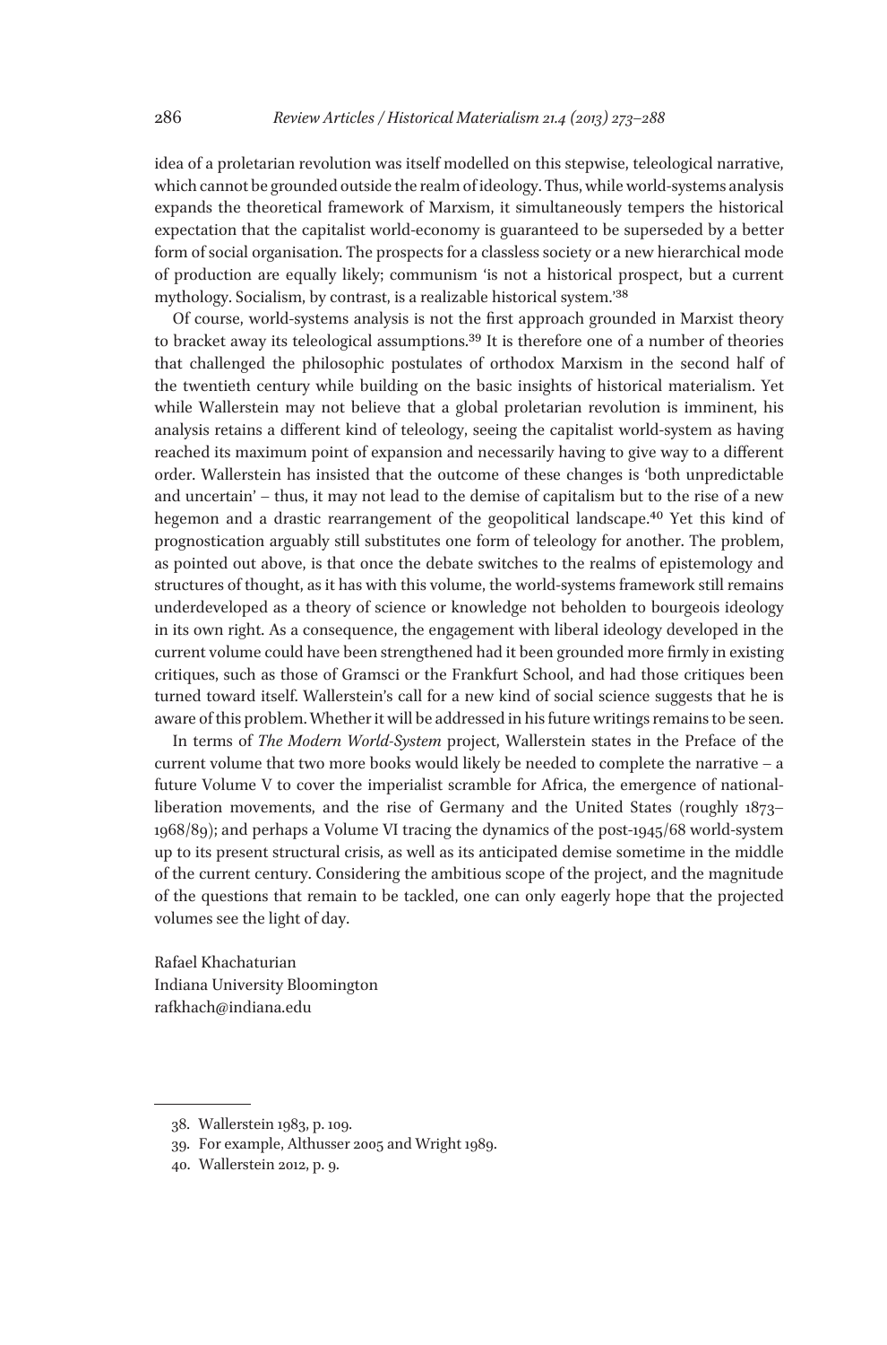idea of a proletarian revolution was itself modelled on this stepwise, teleological narrative, which cannot be grounded outside the realm of ideology. Thus, while world-systems analysis expands the theoretical framework of Marxism, it simultaneously tempers the historical expectation that the capitalist world-economy is guaranteed to be superseded by a better form of social organisation. The prospects for a classless society or a new hierarchical mode of production are equally likely; communism 'is not a historical prospect, but a current mythology. Socialism, by contrast, is a realizable historical system.'[38]

Of course, world-systems analysis is not the first approach grounded in Marxist theory to bracket away its teleological assumptions.[39] It is therefore one of a number of theories that challenged the philosophic postulates of orthodox Marxism in the second half of the twentieth century while building on the basic insights of historical materialism. Yet while Wallerstein may not believe that a global proletarian revolution is imminent, his analysis retains a different kind of teleology, seeing the capitalist world-system as having reached its maximum point of expansion and necessarily having to give way to a different order. Wallerstein has insisted that the outcome of these changes is 'both unpredictable and uncertain' – thus, it may not lead to the demise of capitalism but to the rise of a new hegemon and a drastic rearrangement of the geopolitical landscape.[40] Yet this kind of prognostication arguably still substitutes one form of teleology for another. The problem, as pointed out above, is that once the debate switches to the realms of epistemology and structures of thought, as it has with this volume, the world-systems framework still remains underdeveloped as a theory of science or knowledge not beholden to bourgeois ideology in its own right. As a consequence, the engagement with liberal ideology developed in the current volume could have been strengthened had it been grounded more firmly in existing critiques, such as those of Gramsci or the Frankfurt School, and had those critiques been turned toward itself. Wallerstein's call for a new kind of social science suggests that he is aware of this problem. Whether it will be addressed in his future writings remains to be seen.

In terms of *The Modern World-System* project, Wallerstein states in the Preface of the current volume that two more books would likely be needed to complete the narrative – a future Volume V to cover the imperialist scramble for Africa, the emergence of national-liberation movements, and the rise of Germany and the United States (roughly 1873–1968/89); and perhaps a Volume VI tracing the dynamics of the post-1945/68 world-system up to its present structural crisis, as well as its anticipated demise sometime in the middle of the current century. Considering the ambitious scope of the project, and the magnitude of the questions that remain to be tackled, one can only eagerly hope that the projected volumes see the light of day.

Rafael Khachaturian
Indiana University Bloomington
rafkhach@indiana.edu

38. Wallerstein 1983, p. 109.

39. For example, Althusser 2005 and Wright 1989.

40. Wallerstein 2012, p. 9.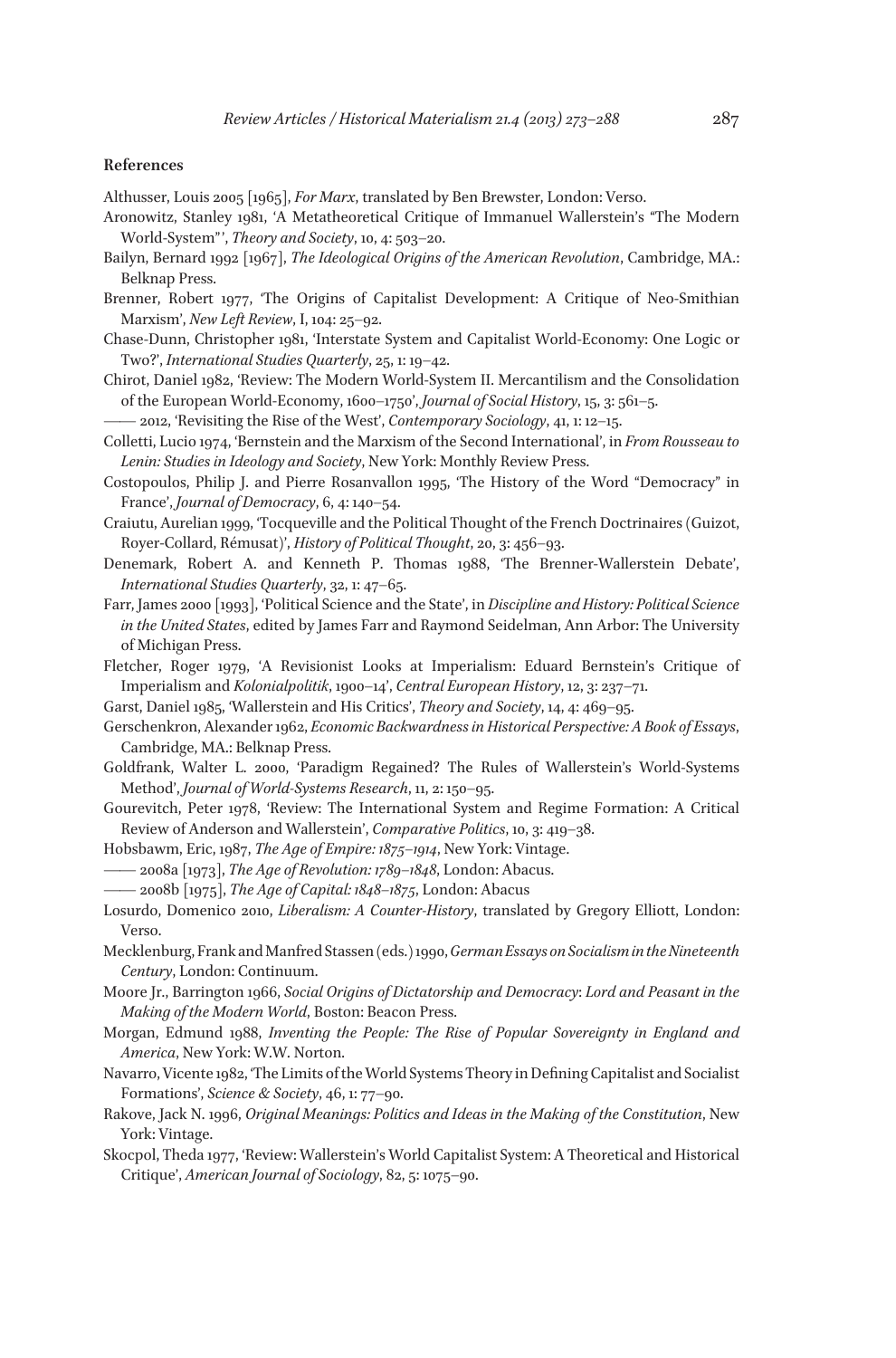## References

Althusser, Louis 2005 [1965], *For Marx*, translated by Ben Brewster, London: Verso.

Aronowitz, Stanley 1981, 'A Metatheoretical Critique of Immanuel Wallerstein's "The Modern World-System"', *Theory and Society*, 10, 4: 503–20.

Bailyn, Bernard 1992 [1967], *The Ideological Origins of the American Revolution*, Cambridge, MA.: Belknap Press.

Brenner, Robert 1977, 'The Origins of Capitalist Development: A Critique of Neo-Smithian Marxism', *New Left Review*, I, 104: 25–92.

Chase-Dunn, Christopher 1981, 'Interstate System and Capitalist World-Economy: One Logic or Two?', *International Studies Quarterly*, 25, 1: 19–42.

Chirot, Daniel 1982, 'Review: The Modern World-System II. Mercantilism and the Consolidation of the European World-Economy, 1600–1750', *Journal of Social History*, 15, 3: 561–5.

—— 2012, 'Revisiting the Rise of the West', *Contemporary Sociology*, 41, 1: 12–15.

Colletti, Lucio 1974, 'Bernstein and the Marxism of the Second International', in *From Rousseau to Lenin: Studies in Ideology and Society*, New York: Monthly Review Press.

Costopoulos, Philip J. and Pierre Rosanvallon 1995, 'The History of the Word "Democracy" in France', *Journal of Democracy*, 6, 4: 140–54.

Craiutu, Aurelian 1999, 'Tocqueville and the Political Thought of the French Doctrinaires (Guizot, Royer-Collard, Rémusat)', *History of Political Thought*, 20, 3: 456–93.

Denemark, Robert A. and Kenneth P. Thomas 1988, 'The Brenner-Wallerstein Debate', *International Studies Quarterly*, 32, 1: 47–65.

Farr, James 2000 [1993], 'Political Science and the State', in *Discipline and History: Political Science in the United States*, edited by James Farr and Raymond Seidelman, Ann Arbor: The University of Michigan Press.

Fletcher, Roger 1979, 'A Revisionist Looks at Imperialism: Eduard Bernstein's Critique of Imperialism and *Kolonialpolitik*, 1900–14', *Central European History*, 12, 3: 237–71.

Garst, Daniel 1985, 'Wallerstein and His Critics', *Theory and Society*, 14, 4: 469–95.

Gerschenkron, Alexander 1962, *Economic Backwardness in Historical Perspective: A Book of Essays*, Cambridge, MA.: Belknap Press.

Goldfrank, Walter L. 2000, 'Paradigm Regained? The Rules of Wallerstein's World-Systems Method', *Journal of World-Systems Research*, 11, 2: 150–95.

Gourevitch, Peter 1978, 'Review: The International System and Regime Formation: A Critical Review of Anderson and Wallerstein', *Comparative Politics*, 10, 3: 419–38.

Hobsbawm, Eric, 1987, *The Age of Empire: 1875–1914*, New York: Vintage.

—— 2008a [1973], *The Age of Revolution: 1789–1848*, London: Abacus.

—— 2008b [1975], *The Age of Capital: 1848–1875*, London: Abacus

Losurdo, Domenico 2010, *Liberalism: A Counter-History*, translated by Gregory Elliott, London: Verso.

Mecklenburg, Frank and Manfred Stassen (eds.) 1990, *German Essays on Socialism in the Nineteenth Century*, London: Continuum.

Moore Jr., Barrington 1966, *Social Origins of Dictatorship and Democracy*: *Lord and Peasant in the Making of the Modern World*, Boston: Beacon Press.

Morgan, Edmund 1988, *Inventing the People: The Rise of Popular Sovereignty in England and America*, New York: W.W. Norton.

Navarro, Vicente 1982, 'The Limits of the World Systems Theory in Defining Capitalist and Socialist Formations', *Science & Society*, 46, 1: 77–90.

Rakove, Jack N. 1996, *Original Meanings: Politics and Ideas in the Making of the Constitution*, New York: Vintage.

Skocpol, Theda 1977, 'Review: Wallerstein's World Capitalist System: A Theoretical and Historical Critique', *American Journal of Sociology*, 82, 5: 1075–90.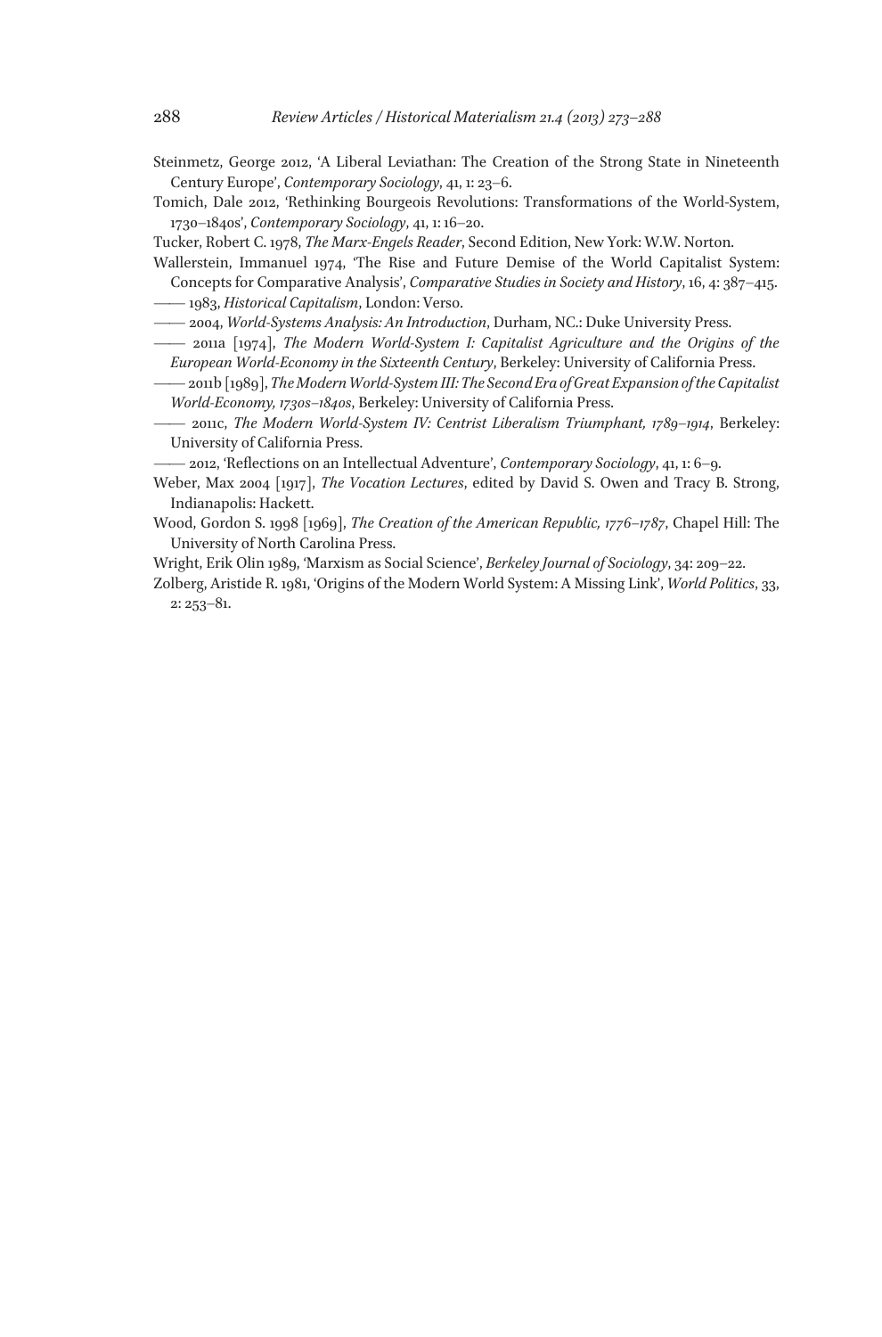Steinmetz, George 2012, 'A Liberal Leviathan: The Creation of the Strong State in Nineteenth Century Europe', *Contemporary Sociology*, 41, 1: 23–6.

Tomich, Dale 2012, 'Rethinking Bourgeois Revolutions: Transformations of the World-System, 1730–1840s', *Contemporary Sociology*, 41, 1: 16–20.

Tucker, Robert C. 1978, *The Marx-Engels Reader*, Second Edition, New York: W.W. Norton.

Wallerstein, Immanuel 1974, 'The Rise and Future Demise of the World Capitalist System: Concepts for Comparative Analysis', *Comparative Studies in Society and History*, 16, 4: 387–415.

—— 1983, *Historical Capitalism*, London: Verso.

—— 2004, *World-Systems Analysis: An Introduction*, Durham, NC.: Duke University Press.

—— 2011a [1974], *The Modern World-System I: Capitalist Agriculture and the Origins of the European World-Economy in the Sixteenth Century*, Berkeley: University of California Press.

—— 2011b [1989], *The Modern World-System III: The Second Era of Great Expansion of the Capitalist World-Economy, 1730s–1840s*, Berkeley: University of California Press.

—— 2011c, *The Modern World-System IV: Centrist Liberalism Triumphant, 1789–1914*, Berkeley: University of California Press.

—— 2012, 'Reflections on an Intellectual Adventure', *Contemporary Sociology*, 41, 1: 6–9.

Weber, Max 2004 [1917], *The Vocation Lectures*, edited by David S. Owen and Tracy B. Strong, Indianapolis: Hackett.

Wood, Gordon S. 1998 [1969], *The Creation of the American Republic, 1776–1787*, Chapel Hill: The University of North Carolina Press.

Wright, Erik Olin 1989, 'Marxism as Social Science', *Berkeley Journal of Sociology*, 34: 209–22.

Zolberg, Aristide R. 1981, 'Origins of the Modern World System: A Missing Link', *World Politics*, 33, 2: 253–81.